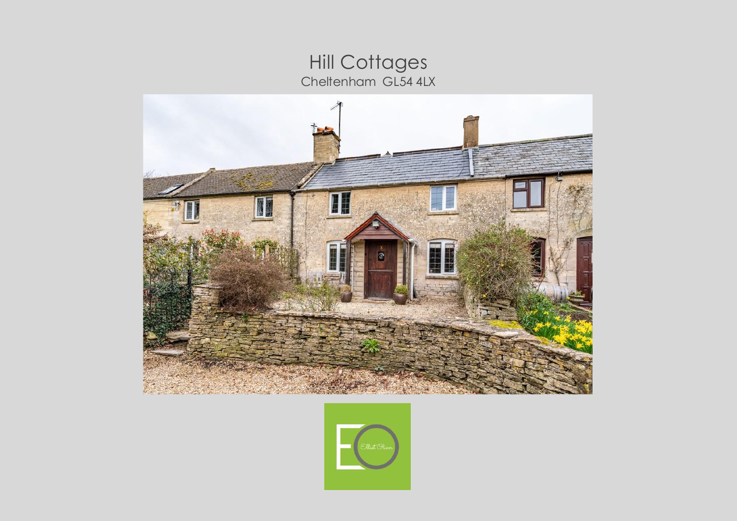# Hill Cottages

Cheltenham GL54 4LX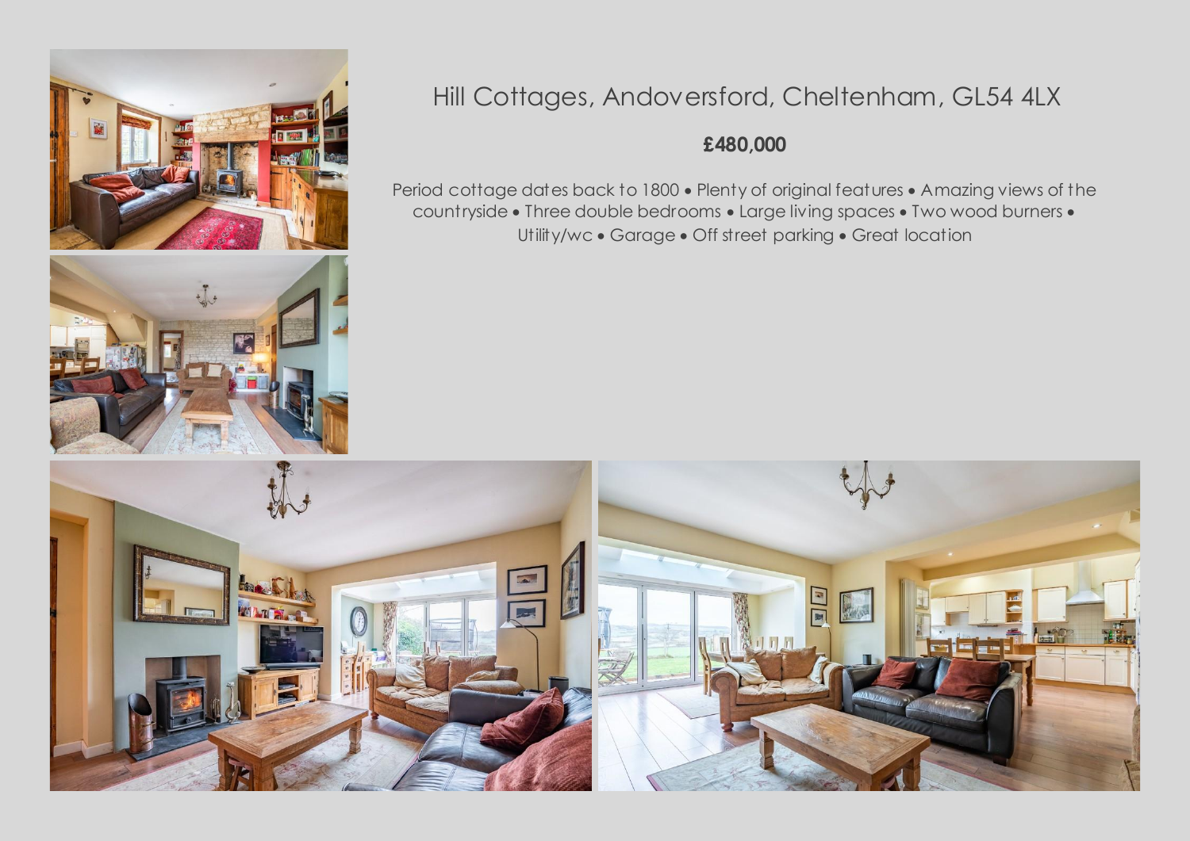# Hill Cottages, Andoversford, Cheltenham, GL54 4LX

**£480,000**

Period cottage dates back to 1800 • Plenty of original features • Amazing views of the countryside • Three double bedrooms • Large living spaces • Two wood burners • Utility/wc • Garage • Off street parking • Great location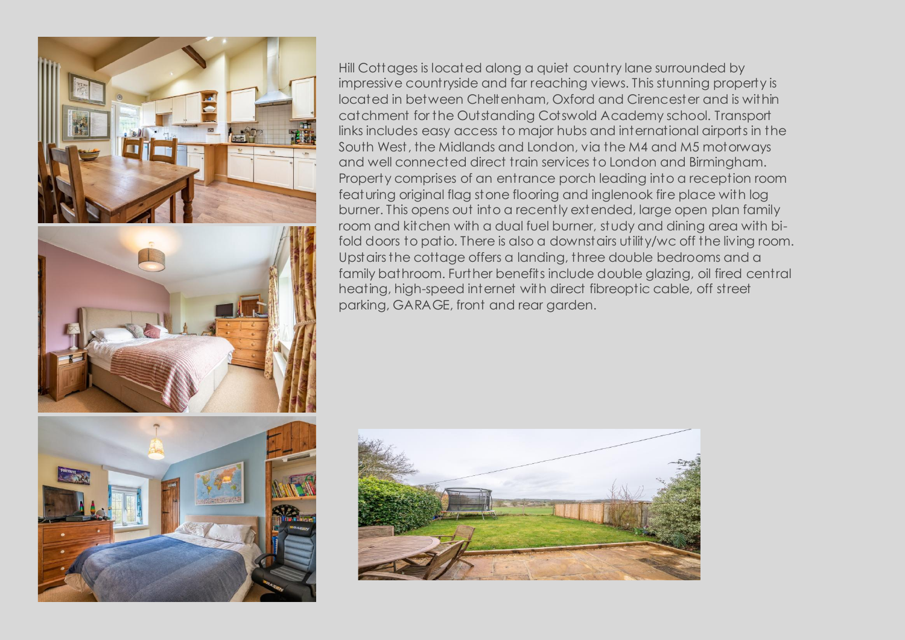Hill Cottages is located along a quiet country lane surrounded by impressive countryside and far reaching views. This stunning property is located in between Cheltenham, Oxford and Cirencester and is within catchment for the Outstanding Cotswold Academy school. Transport links includes easy access to major hubs and international airports in the South West, the Midlands and London, via the M4 and M5 motorways and well connected direct train services to London and Birmingham. Property comprises of an entrance porch leading into a reception room featuring original flag stone flooring and inglenook fire place with log burner. This opens out into a recently extended, large open plan family room and kitchen with a dual fuel burner, study and dining area with bi-fold doors to patio. There is also a downstairs utility/wc off the living room. Upstairs the cottage offers a landing, three double bedrooms and a family bathroom. Further benefits include double glazing, oil fired central heating, high-speed internet with direct fibreoptic cable, off street parking, GARAGE, front and rear garden.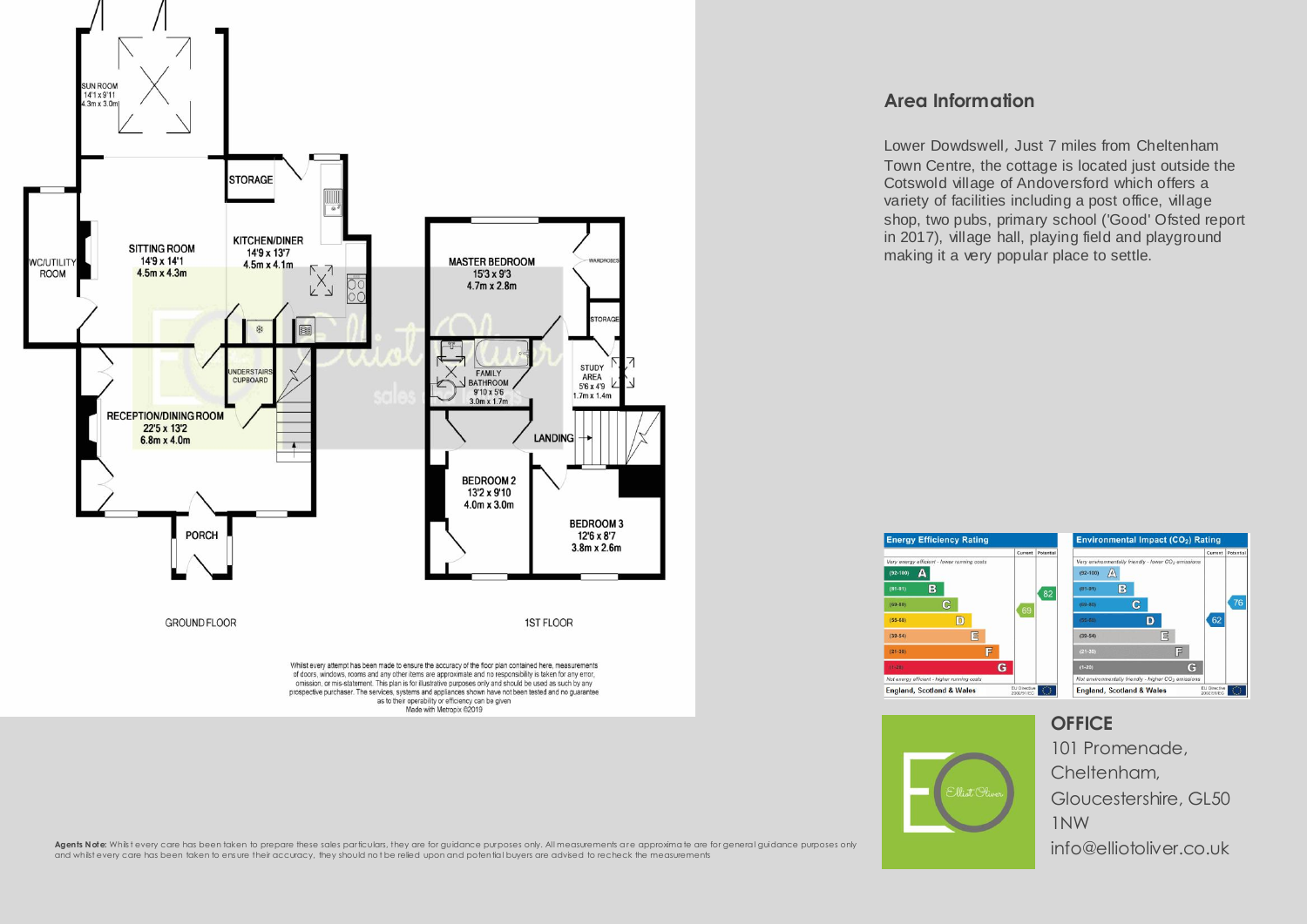SUN ROOM
14'1 x 9'11
4.3m x 3.0m

STORAGE

SITTING ROOM
14'9 x 14'1
4.5m x 4.3m

KITCHEN/DINER
14'9 x 13'7
4.5m x 4.1m

WC/UTILITY ROOM

UNDERSTAIRS CUPBOARD

RECEPTION/DINING ROOM
22'5 x 13'2
6.8m x 4.0m

PORCH

GROUND FLOOR

MASTER BEDROOM
15'3 x 9'3
4.7m x 2.8m

WARDROBES

STORAGE

FAMILY BATHROOM
9'10 x 5'6
3.0m x 1.7m

STUDY AREA
5'6 x 4'9
1.7m x 1.4m

LANDING

BEDROOM 2
13'2 x 9'10
4.0m x 3.0m

BEDROOM 3
12'6 x 8'7
3.8m x 2.6m

1ST FLOOR

Whilst every attempt has been made to ensure the accuracy of the floor plan contained here, measurements of doors, windows, rooms and any other items are approximate and no responsibility is taken for any error, omission, or mis-statement. This plan is for illustrative purposes only and should be used as such by any prospective purchaser. The services, systems and appliances shown have not been tested and no guarantee as to their operability or efficiency can be given
Made with Metropix ©2019

## Area Information

Lower Dowdswell, Just 7 miles from Cheltenham Town Centre, the cottage is located just outside the Cotswold village of Andoversford which offers a variety of facilities including a post office, village shop, two pubs, primary school ('Good' Ofsted report in 2017), village hall, playing field and playground making it a very popular place to settle.

Energy Efficiency Rating
Current: 69
Potential: 82
England, Scotland & Wales

Environmental Impact ($CO_2$) Rating
Current: 62
Potential: 76
England, Scotland & Wales

## OFFICE

101 Promenade,
Cheltenham,
Gloucestershire, GL50 1NW
info@elliotoliver.co.uk

**Agents Note:** Whilst every care has been taken to prepare these sales particulars, they are for guidance purposes only. All measurements are approximate are for general guidance purposes only and whilst every care has been taken to ensure their accuracy, they should not be relied upon and potential buyers are advised to recheck the measurements